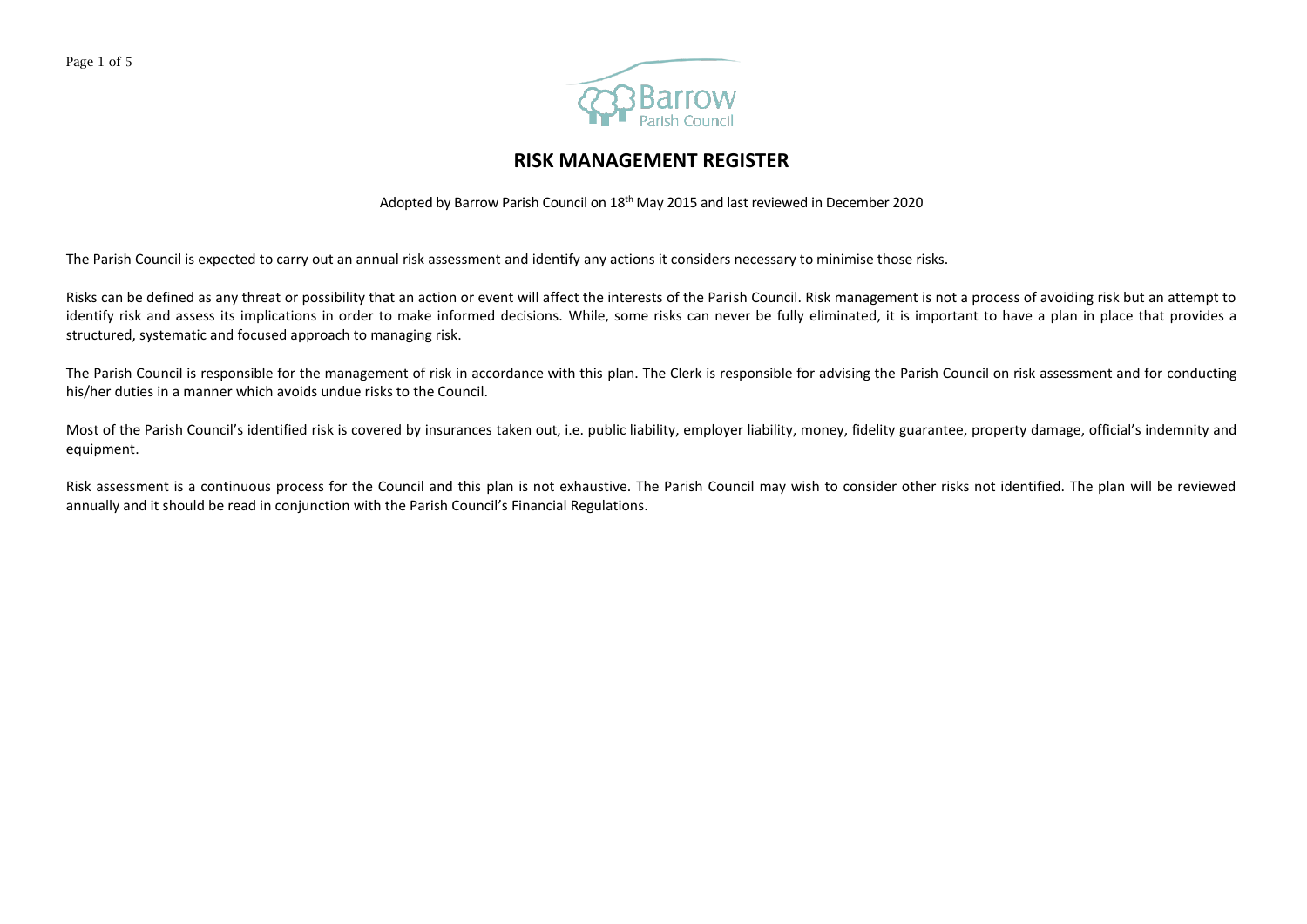# RISK MANAGEMENT REGISTER

Adopted by Barrow Parish Council on 18th May 2015 and last reviewed in December 2020

The Parish Council is expected to carry out an annual risk assessment and identify any actions it considers necessary to minimise those risks.

Risks can be defined as any threat or possibility that an action or event will affect the interests of the Parish Council. Risk management is not a process of avoiding risk but an attempt to identify risk and assess its implications in order to make informed decisions. While, some risks can never be fully eliminated, it is important to have a plan in place that provides a structured, systematic and focused approach to managing risk.

The Parish Council is responsible for the management of risk in accordance with this plan. The Clerk is responsible for advising the Parish Council on risk assessment and for conducting his/her duties in a manner which avoids undue risks to the Council.

Most of the Parish Council's identified risk is covered by insurances taken out, i.e. public liability, employer liability, money, fidelity guarantee, property damage, official's indemnity and equipment.

Risk assessment is a continuous process for the Council and this plan is not exhaustive. The Parish Council may wish to consider other risks not identified. The plan will be reviewed annually and it should be read in conjunction with the Parish Council's Financial Regulations.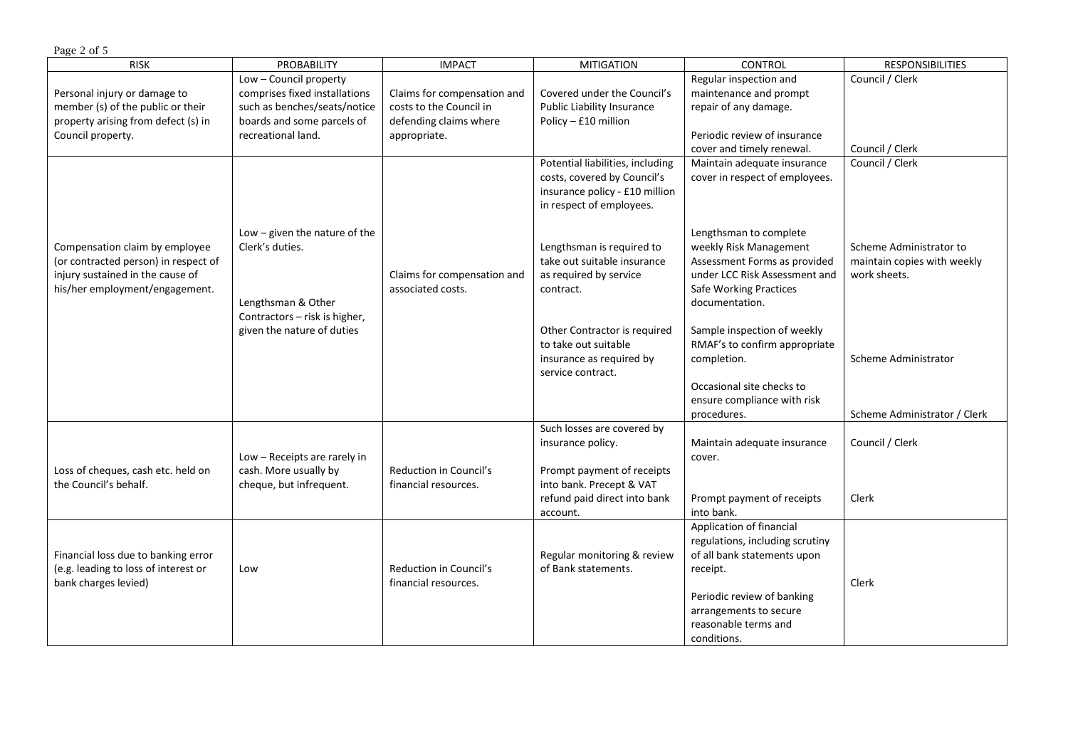| RISK | PROBABILITY | IMPACT | MITIGATION | CONTROL | RESPONSIBILITIES |
| --- | --- | --- | --- | --- | --- |
| Personal injury or damage to member (s) of the public or their property arising from defect (s) in Council property. | Low – Council property comprises fixed installations such as benches/seats/notice boards and some parcels of recreational land. | Claims for compensation and costs to the Council in defending claims where appropriate. | Covered under the Council's Public Liability Insurance Policy – £10 million | Regular inspection and maintenance and prompt repair of any damage.<br><br>Periodic review of insurance cover and timely renewal. | Council / Clerk<br><br>Council / Clerk |
| Compensation claim by employee (or contracted person) in respect of injury sustained in the cause of his/her employment/engagement. | Low – given the nature of the Clerk's duties.<br><br>Lengthsman & Other Contractors – risk is higher, given the nature of duties | Claims for compensation and associated costs. | Potential liabilities, including costs, covered by Council's insurance policy - £10 million in respect of employees.<br><br>Lengthsman is required to take out suitable insurance as required by service contract.<br><br>Other Contractor is required to take out suitable insurance as required by service contract. | Maintain adequate insurance cover in respect of employees.<br><br>Lengthsman to complete weekly Risk Management Assessment Forms as provided under LCC Risk Assessment and Safe Working Practices documentation.<br><br>Sample inspection of weekly RMAF's to confirm appropriate completion.<br><br>Occasional site checks to ensure compliance with risk procedures. | Council / Clerk<br><br>Scheme Administrator to maintain copies with weekly work sheets.<br><br>Scheme Administrator<br><br>Scheme Administrator / Clerk |
| Loss of cheques, cash etc. held on the Council's behalf. | Low – Receipts are rarely in cash. More usually by cheque, but infrequent. | Reduction in Council's financial resources. | Such losses are covered by insurance policy.<br><br>Prompt payment of receipts into bank. Precept & VAT refund paid direct into bank account. | Maintain adequate insurance cover.<br><br>Prompt payment of receipts into bank. | Council / Clerk<br><br>Clerk |
| Financial loss due to banking error (e.g. leading to loss of interest or bank charges levied) | Low | Reduction in Council's financial resources. | Regular monitoring & review of Bank statements. | Application of financial regulations, including scrutiny of all bank statements upon receipt.<br><br>Periodic review of banking arrangements to secure reasonable terms and conditions. | Clerk |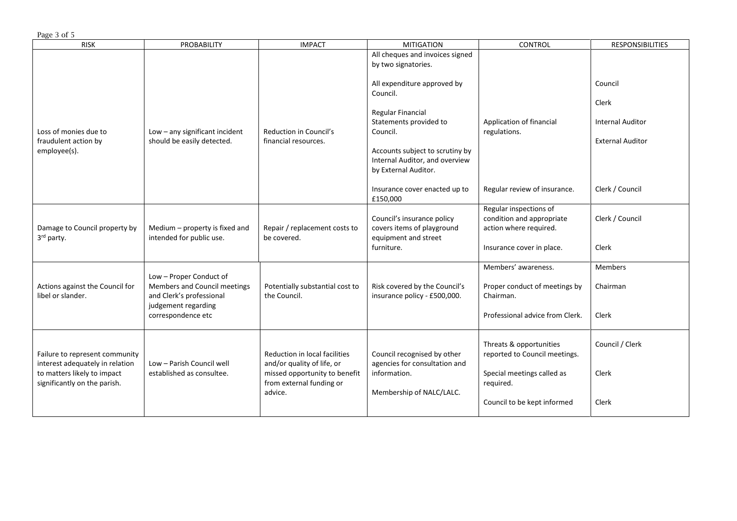| RISK | PROBABILITY | IMPACT | MITIGATION | CONTROL | RESPONSIBILITIES |
|---|---|---|---|---|---|
| Loss of monies due to fraudulent action by employee(s). | Low – any significant incident should be easily detected. | Reduction in Council's financial resources. | All cheques and invoices signed by two signatories.<br><br>All expenditure approved by Council.<br><br>Regular Financial Statements provided to Council.<br><br>Accounts subject to scrutiny by Internal Auditor, and overview by External Auditor. | Application of financial regulations. | Council<br><br>Clerk<br><br>Internal Auditor<br><br>External Auditor |
| | | | Insurance cover enacted up to £150,000 | Regular review of insurance. | Clerk / Council |
| Damage to Council property by 3rd party. | Medium – property is fixed and intended for public use. | Repair / replacement costs to be covered. | Council's insurance policy covers items of playground equipment and street furniture. | Regular inspections of condition and appropriate action where required.<br><br>Insurance cover in place. | Clerk / Council<br><br>Clerk |
| Actions against the Council for libel or slander. | Low – Proper Conduct of Members and Council meetings and Clerk's professional judgement regarding correspondence etc | Potentially substantial cost to the Council. | Risk covered by the Council's insurance policy - £500,000. | Members' awareness.<br><br>Proper conduct of meetings by Chairman.<br><br>Professional advice from Clerk. | Members<br><br>Chairman<br><br>Clerk |
| Failure to represent community interest adequately in relation to matters likely to impact significantly on the parish. | Low – Parish Council well established as consultee. | Reduction in local facilities and/or quality of life, or missed opportunity to benefit from external funding or advice. | Council recognised by other agencies for consultation and information.<br><br>Membership of NALC/LALC. | Threats & opportunities reported to Council meetings.<br><br>Special meetings called as required.<br><br>Council to be kept informed | Council / Clerk<br><br>Clerk<br><br>Clerk |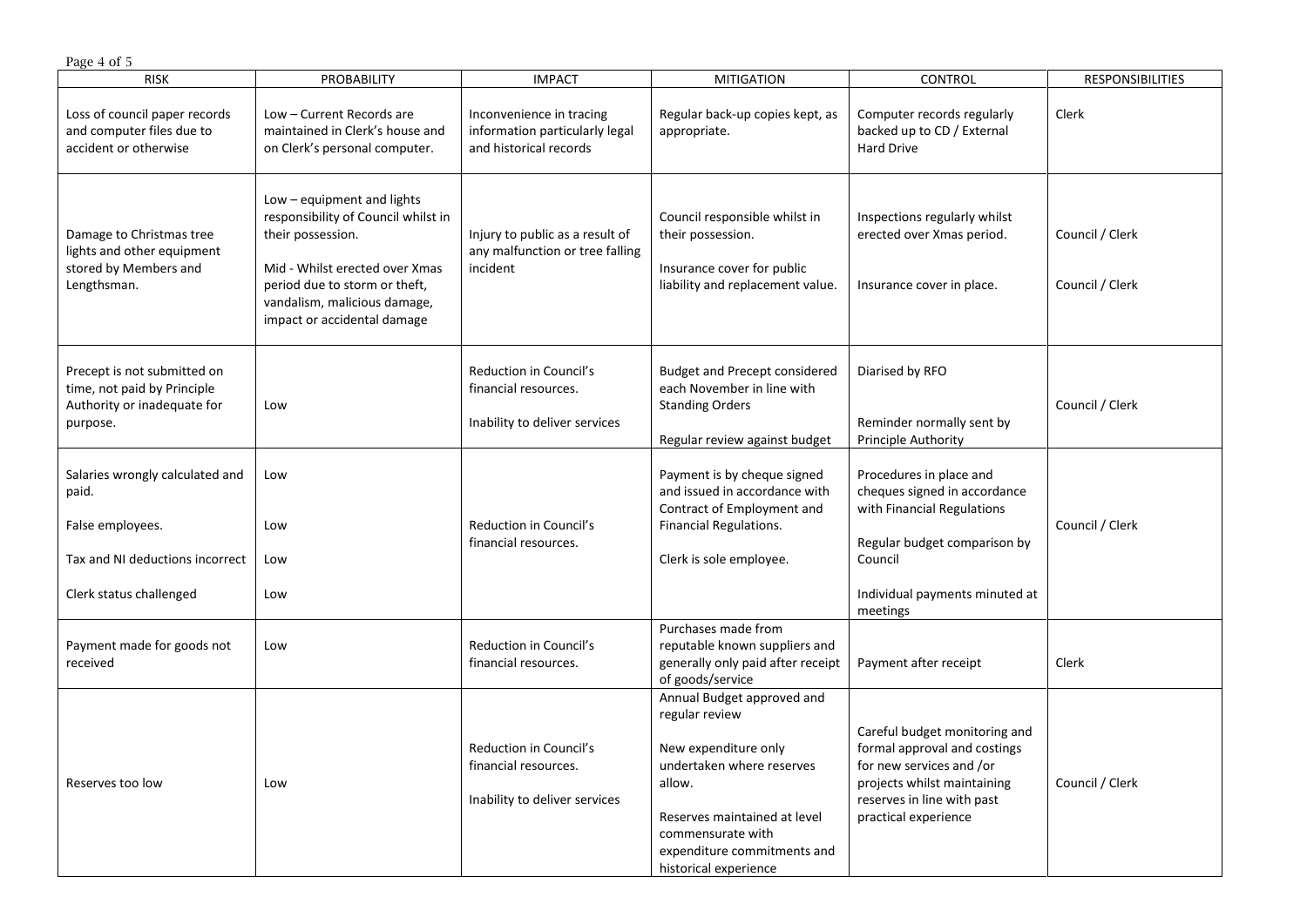| RISK | PROBABILITY | IMPACT | MITIGATION | CONTROL | RESPONSIBILITIES |
|---|---|---|---|---|---|
| Loss of council paper records and computer files due to accident or otherwise | Low – Current Records are maintained in Clerk's house and on Clerk's personal computer. | Inconvenience in tracing information particularly legal and historical records | Regular back-up copies kept, as appropriate. | Computer records regularly backed up to CD / External Hard Drive | Clerk |
| Damage to Christmas tree lights and other equipment stored by Members and Lengthsman. | Low – equipment and lights responsibility of Council whilst in their possession.<br><br>Mid - Whilst erected over Xmas period due to storm or theft, vandalism, malicious damage, impact or accidental damage | Injury to public as a result of any malfunction or tree falling incident | Council responsible whilst in their possession.<br><br>Insurance cover for public liability and replacement value. | Inspections regularly whilst erected over Xmas period.<br><br>Insurance cover in place. | Council / Clerk<br><br>Council / Clerk |
| Precept is not submitted on time, not paid by Principle Authority or inadequate for purpose. | Low | Reduction in Council's financial resources.<br><br>Inability to deliver services | Budget and Precept considered each November in line with Standing Orders<br><br>Regular review against budget | Diarised by RFO<br><br>Reminder normally sent by Principle Authority | Council / Clerk |
| Salaries wrongly calculated and paid.<br><br>False employees.<br><br>Tax and NI deductions incorrect<br><br>Clerk status challenged | Low<br><br>Low<br><br>Low<br><br>Low | Reduction in Council's financial resources. | Payment is by cheque signed and issued in accordance with Contract of Employment and Financial Regulations.<br><br>Clerk is sole employee. | Procedures in place and cheques signed in accordance with Financial Regulations<br><br>Regular budget comparison by Council<br><br>Individual payments minuted at meetings | Council / Clerk |
| Payment made for goods not received | Low | Reduction in Council's financial resources. | Purchases made from reputable known suppliers and generally only paid after receipt of goods/service | Payment after receipt | Clerk |
| Reserves too low | Low | Reduction in Council's financial resources.<br><br>Inability to deliver services | Annual Budget approved and regular review<br><br>New expenditure only undertaken where reserves allow.<br><br>Reserves maintained at level commensurate with expenditure commitments and historical experience | Careful budget monitoring and formal approval and costings for new services and /or projects whilst maintaining reserves in line with past practical experience | Council / Clerk |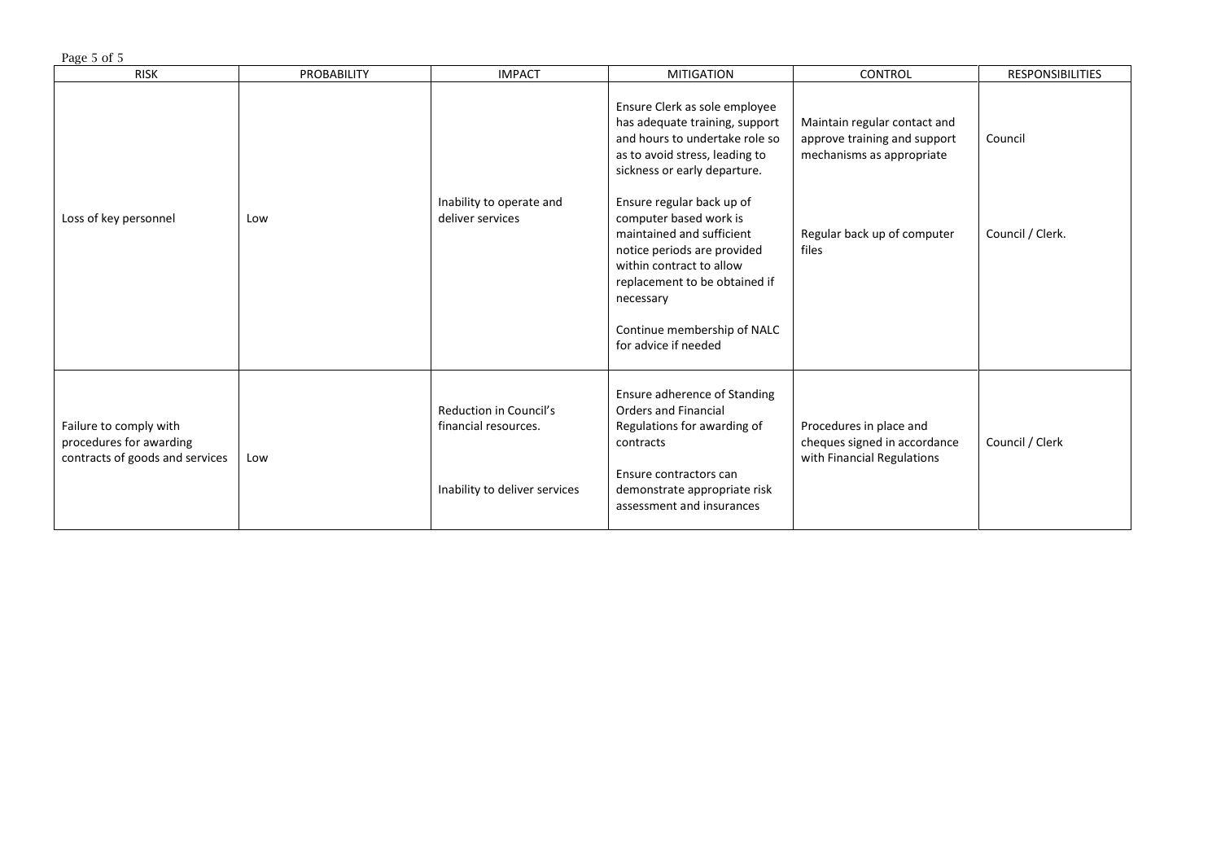| RISK | PROBABILITY | IMPACT | MITIGATION | CONTROL | RESPONSIBILITIES |
|---|---|---|---|---|---|
| Loss of key personnel | Low | Inability to operate and deliver services | Ensure Clerk as sole employee has adequate training, support and hours to undertake role so as to avoid stress, leading to sickness or early departure.<br><br>Ensure regular back up of computer based work is maintained and sufficient notice periods are provided within contract to allow replacement to be obtained if necessary<br><br>Continue membership of NALC for advice if needed | Maintain regular contact and approve training and support mechanisms as appropriate<br><br>Regular back up of computer files | Council<br><br>Council / Clerk. |
| Failure to comply with procedures for awarding contracts of goods and services | Low | Reduction in Council's financial resources.<br><br>Inability to deliver services | Ensure adherence of Standing Orders and Financial Regulations for awarding of contracts<br><br>Ensure contractors can demonstrate appropriate risk assessment and insurances | Procedures in place and cheques signed in accordance with Financial Regulations | Council / Clerk |